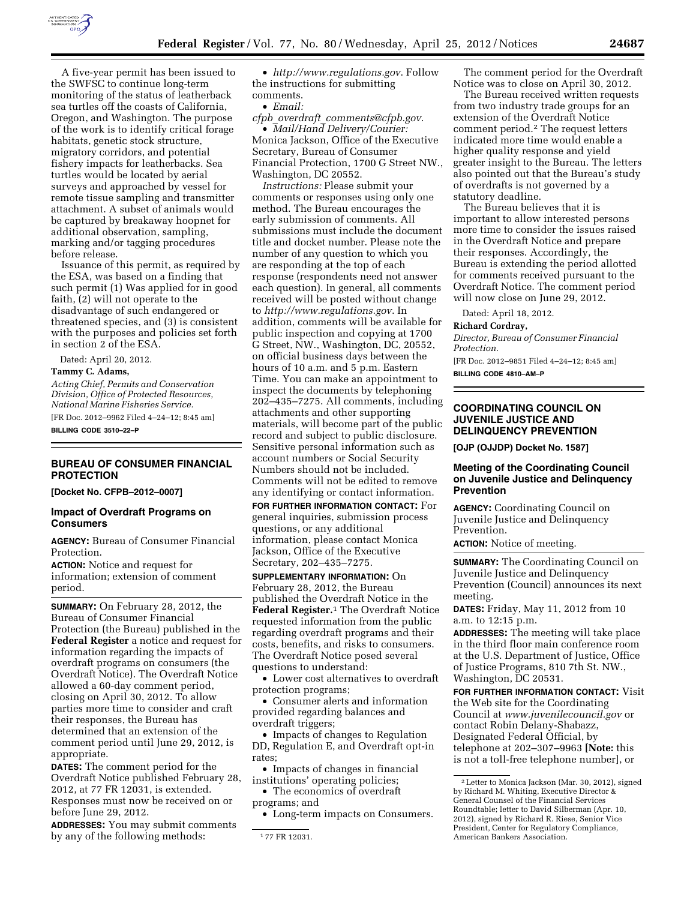A five-year permit has been issued to the SWFSC to continue long-term monitoring of the status of leatherback sea turtles off the coasts of California, Oregon, and Washington. The purpose of the work is to identify critical forage habitats, genetic stock structure, migratory corridors, and potential fishery impacts for leatherbacks. Sea turtles would be located by aerial surveys and approached by vessel for remote tissue sampling and transmitter attachment. A subset of animals would be captured by breakaway hoopnet for additional observation, sampling, marking and/or tagging procedures before release.

Issuance of this permit, as required by the ESA, was based on a finding that such permit (1) Was applied for in good faith, (2) will not operate to the disadvantage of such endangered or threatened species, and (3) is consistent with the purposes and policies set forth in section 2 of the ESA.

Dated: April 20, 2012.

**Tammy C. Adams,**

*Acting Chief, Permits and Conservation Division, Office of Protected Resources, National Marine Fisheries Service.*

[FR Doc. 2012–9962 Filed 4–24–12; 8:45 am]

**BILLING CODE 3510–22–P**

## BUREAU OF CONSUMER FINANCIAL PROTECTION

**[Docket No. CFPB–2012–0007]**

### Impact of Overdraft Programs on Consumers

**AGENCY:** Bureau of Consumer Financial Protection.

**ACTION:** Notice and request for information; extension of comment period.

**SUMMARY:** On February 28, 2012, the Bureau of Consumer Financial Protection (the Bureau) published in the **Federal Register** a notice and request for information regarding the impacts of overdraft programs on consumers (the Overdraft Notice). The Overdraft Notice allowed a 60-day comment period, closing on April 30, 2012. To allow parties more time to consider and craft their responses, the Bureau has determined that an extension of the comment period until June 29, 2012, is appropriate.

**DATES:** The comment period for the Overdraft Notice published February 28, 2012, at 77 FR 12031, is extended. Responses must now be received on or before June 29, 2012.

**ADDRESSES:** You may submit comments by any of the following methods:

- *http://www.regulations.gov*. Follow the instructions for submitting comments.
- *Email: cfpb_overdraft_comments@cfpb.gov*.
- *Mail/Hand Delivery/Courier:* Monica Jackson, Office of the Executive Secretary, Bureau of Consumer Financial Protection, 1700 G Street NW., Washington, DC 20552.

*Instructions:* Please submit your comments or responses using only one method. The Bureau encourages the early submission of comments. All submissions must include the document title and docket number. Please note the number of any question to which you are responding at the top of each response (respondents need not answer each question). In general, all comments received will be posted without change to *http://www.regulations.gov*. In addition, comments will be available for public inspection and copying at 1700 G Street, NW., Washington, DC, 20552, on official business days between the hours of 10 a.m. and 5 p.m. Eastern Time. You can make an appointment to inspect the documents by telephoning 202–435–7275. All comments, including attachments and other supporting materials, will become part of the public record and subject to public disclosure. Sensitive personal information such as account numbers or Social Security Numbers should not be included. Comments will not be edited to remove any identifying or contact information.

**FOR FURTHER INFORMATION CONTACT:** For general inquiries, submission process questions, or any additional information, please contact Monica Jackson, Office of the Executive Secretary, 202–435–7275.

**SUPPLEMENTARY INFORMATION:** On February 28, 2012, the Bureau published the Overdraft Notice in the **Federal Register.**[1] The Overdraft Notice requested information from the public regarding overdraft programs and their costs, benefits, and risks to consumers. The Overdraft Notice posed several questions to understand:

- Lower cost alternatives to overdraft protection programs;
- Consumer alerts and information provided regarding balances and overdraft triggers;
- Impacts of changes to Regulation DD, Regulation E, and Overdraft opt-in rates;
- Impacts of changes in financial institutions' operating policies;
- The economics of overdraft programs; and
- Long-term impacts on Consumers.

The comment period for the Overdraft Notice was to close on April 30, 2012.

The Bureau received written requests from two industry trade groups for an extension of the Overdraft Notice comment period.[2] The request letters indicated more time would enable a higher quality response and yield greater insight to the Bureau. The letters also pointed out that the Bureau's study of overdrafts is not governed by a statutory deadline.

The Bureau believes that it is important to allow interested persons more time to consider the issues raised in the Overdraft Notice and prepare their responses. Accordingly, the Bureau is extending the period allotted for comments received pursuant to the Overdraft Notice. The comment period will now close on June 29, 2012.

Dated: April 18, 2012.

**Richard Cordray,**

*Director, Bureau of Consumer Financial Protection.*

[FR Doc. 2012–9851 Filed 4–24–12; 8:45 am]

**BILLING CODE 4810–AM–P**

[1] 77 FR 12031.

[2] Letter to Monica Jackson (Mar. 30, 2012), signed by Richard M. Whiting, Executive Director & General Counsel of the Financial Services Roundtable; letter to David Silberman (Apr. 10, 2012), signed by Richard R. Riese, Senior Vice President, Center for Regulatory Compliance, American Bankers Association.

## COORDINATING COUNCIL ON JUVENILE JUSTICE AND DELINQUENCY PREVENTION

**[OJP (OJJDP) Docket No. 1587]**

### Meeting of the Coordinating Council on Juvenile Justice and Delinquency Prevention

**AGENCY:** Coordinating Council on Juvenile Justice and Delinquency Prevention.

**ACTION:** Notice of meeting.

**SUMMARY:** The Coordinating Council on Juvenile Justice and Delinquency Prevention (Council) announces its next meeting.

**DATES:** Friday, May 11, 2012 from 10 a.m. to 12:15 p.m.

**ADDRESSES:** The meeting will take place in the third floor main conference room at the U.S. Department of Justice, Office of Justice Programs, 810 7th St. NW., Washington, DC 20531.

**FOR FURTHER INFORMATION CONTACT:** Visit the Web site for the Coordinating Council at *www.juvenilecouncil.gov* or contact Robin Delany-Shabazz, Designated Federal Official, by telephone at 202–307–9963 **[Note:** this is not a toll-free telephone number], or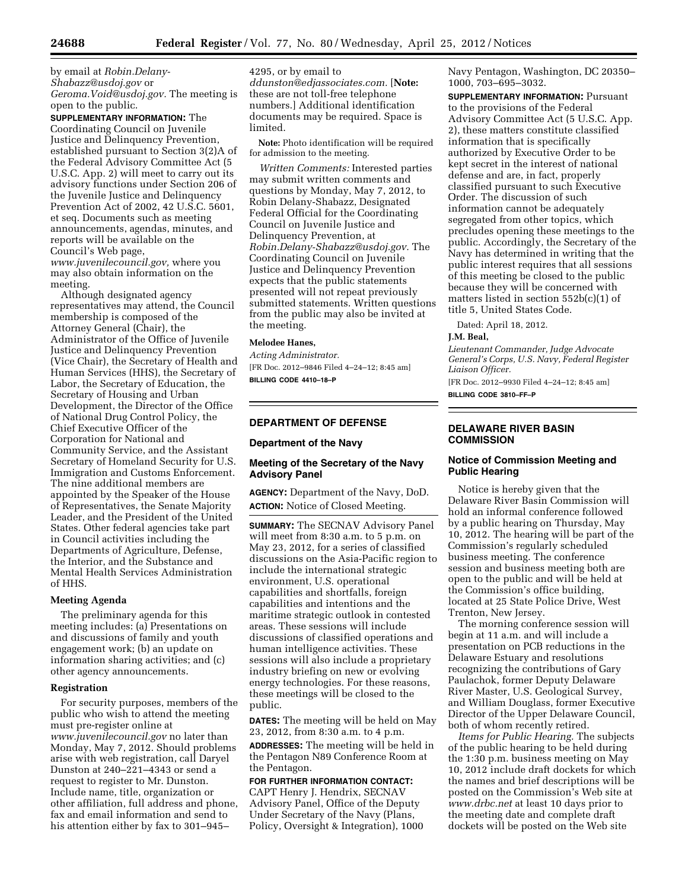by email at *Robin.Delany-Shabazz@usdoj.gov* or *Geroma.Void@usdoj.gov.* The meeting is open to the public.

**SUPPLEMENTARY INFORMATION:** The Coordinating Council on Juvenile Justice and Delinquency Prevention, established pursuant to Section 3(2)A of the Federal Advisory Committee Act (5 U.S.C. App. 2) will meet to carry out its advisory functions under Section 206 of the Juvenile Justice and Delinquency Prevention Act of 2002, 42 U.S.C. 5601, et seq. Documents such as meeting announcements, agendas, minutes, and reports will be available on the Council's Web page, *www.juvenilecouncil.gov,* where you may also obtain information on the meeting.

Although designated agency representatives may attend, the Council membership is composed of the Attorney General (Chair), the Administrator of the Office of Juvenile Justice and Delinquency Prevention (Vice Chair), the Secretary of Health and Human Services (HHS), the Secretary of Labor, the Secretary of Education, the Secretary of Housing and Urban Development, the Director of the Office of National Drug Control Policy, the Chief Executive Officer of the Corporation for National and Community Service, and the Assistant Secretary of Homeland Security for U.S. Immigration and Customs Enforcement. The nine additional members are appointed by the Speaker of the House of Representatives, the Senate Majority Leader, and the President of the United States. Other federal agencies take part in Council activities including the Departments of Agriculture, Defense, the Interior, and the Substance and Mental Health Services Administration of HHS.

### Meeting Agenda

The preliminary agenda for this meeting includes: (a) Presentations on and discussions of family and youth engagement work; (b) an update on information sharing activities; and (c) other agency announcements.

### Registration

For security purposes, members of the public who wish to attend the meeting must pre-register online at *www.juvenilecouncil.gov* no later than Monday, May 7, 2012. Should problems arise with web registration, call Daryel Dunston at 240–221–4343 or send a request to register to Mr. Dunston. Include name, title, organization or other affiliation, full address and phone, fax and email information and send to his attention either by fax to 301–945–4295, or by email to *ddunston@edjassociates.com.* [**Note:** these are not toll-free telephone numbers.] Additional identification documents may be required. Space is limited.

**Note:** Photo identification will be required for admission to the meeting.

*Written Comments:* Interested parties may submit written comments and questions by Monday, May 7, 2012, to Robin Delany-Shabazz, Designated Federal Official for the Coordinating Council on Juvenile Justice and Delinquency Prevention, at *Robin.Delany-Shabazz@usdoj.gov.* The Coordinating Council on Juvenile Justice and Delinquency Prevention expects that the public statements presented will not repeat previously submitted statements. Written questions from the public may also be invited at the meeting.

**Melodee Hanes,**

*Acting Administrator.*

[FR Doc. 2012–9846 Filed 4–24–12; 8:45 am]

**BILLING CODE 4410–18–P**

## DEPARTMENT OF DEFENSE

### Department of the Navy

### Meeting of the Secretary of the Navy Advisory Panel

**AGENCY:** Department of the Navy, DoD.

**ACTION:** Notice of Closed Meeting.

**SUMMARY:** The SECNAV Advisory Panel will meet from 8:30 a.m. to 5 p.m. on May 23, 2012, for a series of classified discussions on the Asia-Pacific region to include the international strategic environment, U.S. operational capabilities and shortfalls, foreign capabilities and intentions and the maritime strategic outlook in contested areas. These sessions will include discussions of classified operations and human intelligence activities. These sessions will also include a proprietary industry briefing on new or evolving energy technologies. For these reasons, these meetings will be closed to the public.

**DATES:** The meeting will be held on May 23, 2012, from 8:30 a.m. to 4 p.m.

**ADDRESSES:** The meeting will be held in the Pentagon N89 Conference Room at the Pentagon.

**FOR FURTHER INFORMATION CONTACT:** CAPT Henry J. Hendrix, SECNAV Advisory Panel, Office of the Deputy Under Secretary of the Navy (Plans, Policy, Oversight & Integration), 1000 Navy Pentagon, Washington, DC 20350–1000, 703–695–3032.

**SUPPLEMENTARY INFORMATION:** Pursuant to the provisions of the Federal Advisory Committee Act (5 U.S.C. App. 2), these matters constitute classified information that is specifically authorized by Executive Order to be kept secret in the interest of national defense and are, in fact, properly classified pursuant to such Executive Order. The discussion of such information cannot be adequately segregated from other topics, which precludes opening these meetings to the public. Accordingly, the Secretary of the Navy has determined in writing that the public interest requires that all sessions of this meeting be closed to the public because they will be concerned with matters listed in section 552b(c)(1) of title 5, United States Code.

Dated: April 18, 2012.

**J.M. Beal,**

*Lieutenant Commander, Judge Advocate General's Corps, U.S. Navy, Federal Register Liaison Officer.*

[FR Doc. 2012–9930 Filed 4–24–12; 8:45 am]

**BILLING CODE 3810–FF–P**

## DELAWARE RIVER BASIN COMMISSION

### Notice of Commission Meeting and Public Hearing

Notice is hereby given that the Delaware River Basin Commission will hold an informal conference followed by a public hearing on Thursday, May 10, 2012. The hearing will be part of the Commission's regularly scheduled business meeting. The conference session and business meeting both are open to the public and will be held at the Commission's office building, located at 25 State Police Drive, West Trenton, New Jersey.

The morning conference session will begin at 11 a.m. and will include a presentation on PCB reductions in the Delaware Estuary and resolutions recognizing the contributions of Gary Paulachok, former Deputy Delaware River Master, U.S. Geological Survey, and William Douglass, former Executive Director of the Upper Delaware Council, both of whom recently retired.

*Items for Public Hearing.* The subjects of the public hearing to be held during the 1:30 p.m. business meeting on May 10, 2012 include draft dockets for which the names and brief descriptions will be posted on the Commission's Web site at *www.drbc.net* at least 10 days prior to the meeting date and complete draft dockets will be posted on the Web site